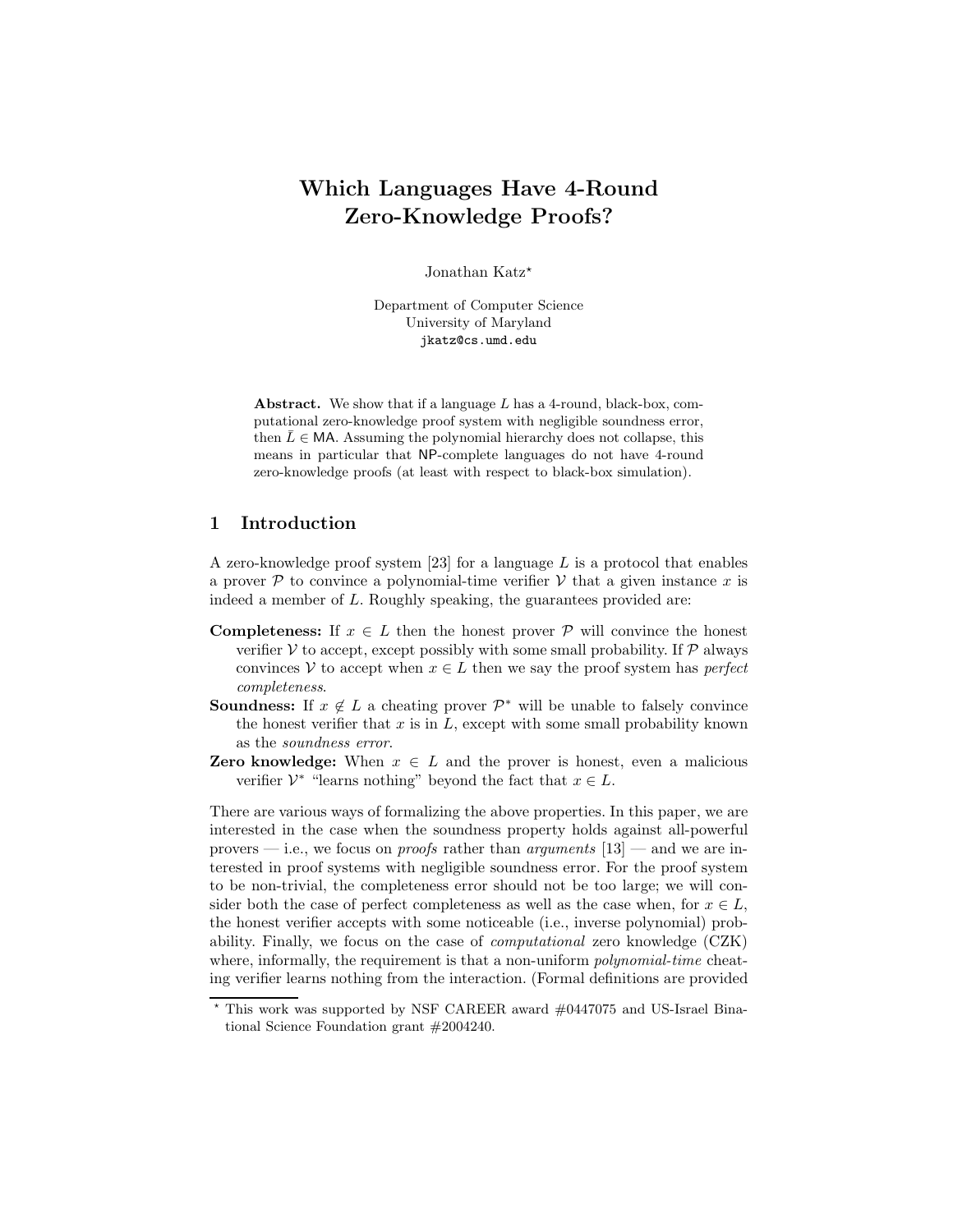# Which Languages Have 4-Round Zero-Knowledge Proofs?

Jonathan Katz*

Department of Computer Science
University of Maryland
jkatz@cs.umd.edu

**Abstract.** We show that if a language $L$ has a 4-round, black-box, computational zero-knowledge proof system with negligible soundness error, then $\bar{L} \in \mathsf{MA}$. Assuming the polynomial hierarchy does not collapse, this means in particular that NP-complete languages do not have 4-round zero-knowledge proofs (at least with respect to black-box simulation).

## 1 Introduction

A zero-knowledge proof system [23] for a language $L$ is a protocol that enables a prover $\mathcal{P}$ to convince a polynomial-time verifier $\mathcal{V}$ that a given instance $x$ is indeed a member of $L$. Roughly speaking, the guarantees provided are:

**Completeness:** If $x \in L$ then the honest prover $\mathcal{P}$ will convince the honest verifier $\mathcal{V}$ to accept, except possibly with some small probability. If $\mathcal{P}$ always convinces $\mathcal{V}$ to accept when $x \in L$ then we say the proof system has *perfect completeness*.

**Soundness:** If $x \notin L$ a cheating prover $\mathcal{P}^*$ will be unable to falsely convince the honest verifier that $x$ is in $L$, except with some small probability known as the *soundness error*.

**Zero knowledge:** When $x \in L$ and the prover is honest, even a malicious verifier $\mathcal{V}^*$ "learns nothing" beyond the fact that $x \in L$.

There are various ways of formalizing the above properties. In this paper, we are interested in the case when the soundness property holds against all-powerful provers — i.e., we focus on *proofs* rather than *arguments* [13] — and we are interested in proof systems with negligible soundness error. For the proof system to be non-trivial, the completeness error should not be too large; we will consider both the case of perfect completeness as well as the case when, for $x \in L$, the honest verifier accepts with some noticeable (i.e., inverse polynomial) probability. Finally, we focus on the case of *computational* zero knowledge (CZK) where, informally, the requirement is that a non-uniform *polynomial-time* cheating verifier learns nothing from the interaction. (Formal definitions are provided

* This work was supported by NSF CAREER award #0447075 and US-Israel Binational Science Foundation grant #2004240.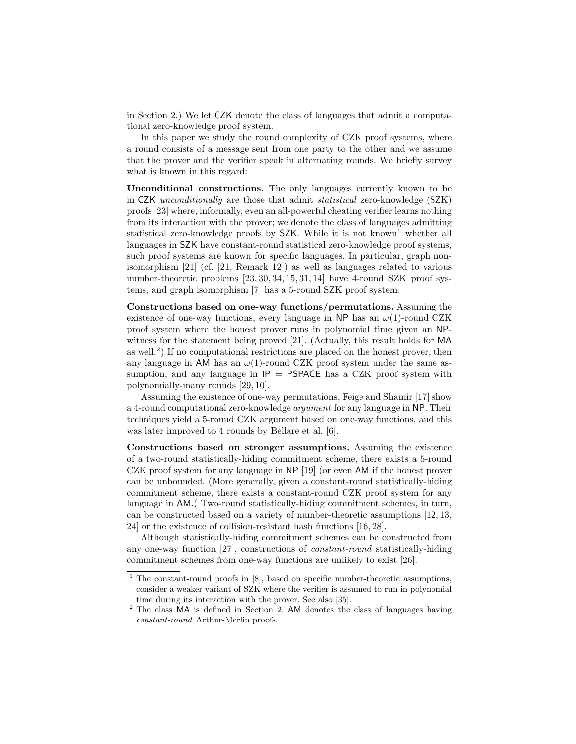in Section 2.) We let CZK denote the class of languages that admit a computational zero-knowledge proof system.

In this paper we study the round complexity of CZK proof systems, where a round consists of a message sent from one party to the other and we assume that the prover and the verifier speak in alternating rounds. We briefly survey what is known in this regard:

**Unconditional constructions.** The only languages currently known to be in CZK *unconditionally* are those that admit *statistical* zero-knowledge (SZK) proofs [23] where, informally, even an all-powerful cheating verifier learns nothing from its interaction with the prover; we denote the class of languages admitting statistical zero-knowledge proofs by SZK. While it is not known[1] whether all languages in SZK have constant-round statistical zero-knowledge proof systems, such proof systems are known for specific languages. In particular, graph non-isomorphism [21] (cf. [21, Remark 12]) as well as languages related to various number-theoretic problems [23, 30, 34, 15, 31, 14] have 4-round SZK proof systems, and graph isomorphism [7] has a 5-round SZK proof system.

**Constructions based on one-way functions/permutations.** Assuming the existence of one-way functions, every language in NP has an $\omega(1)$-round CZK proof system where the honest prover runs in polynomial time given an NP-witness for the statement being proved [21]. (Actually, this result holds for MA as well.[2]) If no computational restrictions are placed on the honest prover, then any language in AM has an $\omega(1)$-round CZK proof system under the same assumption, and any language in IP = PSPACE has a CZK proof system with polynomially-many rounds [29, 10].

Assuming the existence of one-way permutations, Feige and Shamir [17] show a 4-round computational zero-knowledge *argument* for any language in NP. Their techniques yield a 5-round CZK argument based on one-way functions, and this was later improved to 4 rounds by Bellare et al. [6].

**Constructions based on stronger assumptions.** Assuming the existence of a two-round statistically-hiding commitment scheme, there exists a 5-round CZK proof system for any language in NP [19] (or even AM if the honest prover can be unbounded. (More generally, given a constant-round statistically-hiding commitment scheme, there exists a constant-round CZK proof system for any language in AM.( Two-round statistically-hiding commitment schemes, in turn, can be constructed based on a variety of number-theoretic assumptions [12, 13, 24] or the existence of collision-resistant hash functions [16, 28].

Although statistically-hiding commitment schemes can be constructed from any one-way function [27], constructions of *constant-round* statistically-hiding commitment schemes from one-way functions are unlikely to exist [26].

---

[1] The constant-round proofs in [8], based on specific number-theoretic assumptions, consider a weaker variant of SZK where the verifier is assumed to run in polynomial time during its interaction with the prover. See also [35].

[2] The class MA is defined in Section 2. AM denotes the class of languages having *constant-round* Arthur-Merlin proofs.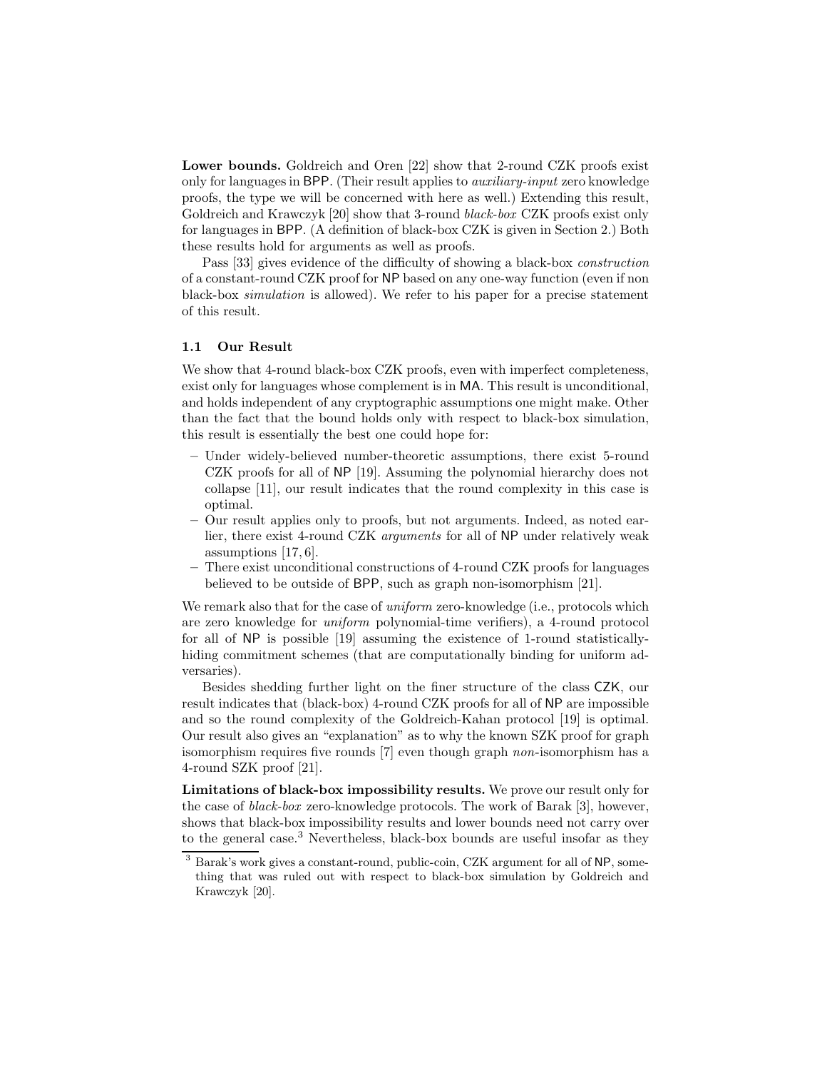**Lower bounds.** Goldreich and Oren [22] show that 2-round CZK proofs exist only for languages in BPP. (Their result applies to *auxiliary-input* zero knowledge proofs, the type we will be concerned with here as well.) Extending this result, Goldreich and Krawczyk [20] show that 3-round *black-box* CZK proofs exist only for languages in BPP. (A definition of black-box CZK is given in Section 2.) Both these results hold for arguments as well as proofs.

Pass [33] gives evidence of the difficulty of showing a black-box *construction* of a constant-round CZK proof for NP based on any one-way function (even if non black-box *simulation* is allowed). We refer to his paper for a precise statement of this result.

### 1.1 Our Result

We show that 4-round black-box CZK proofs, even with imperfect completeness, exist only for languages whose complement is in MA. This result is unconditional, and holds independent of any cryptographic assumptions one might make. Other than the fact that the bound holds only with respect to black-box simulation, this result is essentially the best one could hope for:

- Under widely-believed number-theoretic assumptions, there exist 5-round CZK proofs for all of NP [19]. Assuming the polynomial hierarchy does not collapse [11], our result indicates that the round complexity in this case is optimal.
- Our result applies only to proofs, but not arguments. Indeed, as noted earlier, there exist 4-round CZK *arguments* for all of NP under relatively weak assumptions [17, 6].
- There exist unconditional constructions of 4-round CZK proofs for languages believed to be outside of BPP, such as graph non-isomorphism [21].

We remark also that for the case of *uniform* zero-knowledge (i.e., protocols which are zero knowledge for *uniform* polynomial-time verifiers), a 4-round protocol for all of NP is possible [19] assuming the existence of 1-round statistically-hiding commitment schemes (that are computationally binding for uniform adversaries).

Besides shedding further light on the finer structure of the class CZK, our result indicates that (black-box) 4-round CZK proofs for all of NP are impossible and so the round complexity of the Goldreich-Kahan protocol [19] is optimal. Our result also gives an "explanation" as to why the known SZK proof for graph isomorphism requires five rounds [7] even though graph *non*-isomorphism has a 4-round SZK proof [21].

**Limitations of black-box impossibility results.** We prove our result only for the case of *black-box* zero-knowledge protocols. The work of Barak [3], however, shows that black-box impossibility results and lower bounds need not carry over to the general case.[3] Nevertheless, black-box bounds are useful insofar as they

[3] Barak's work gives a constant-round, public-coin, CZK argument for all of NP, something that was ruled out with respect to black-box simulation by Goldreich and Krawczyk [20].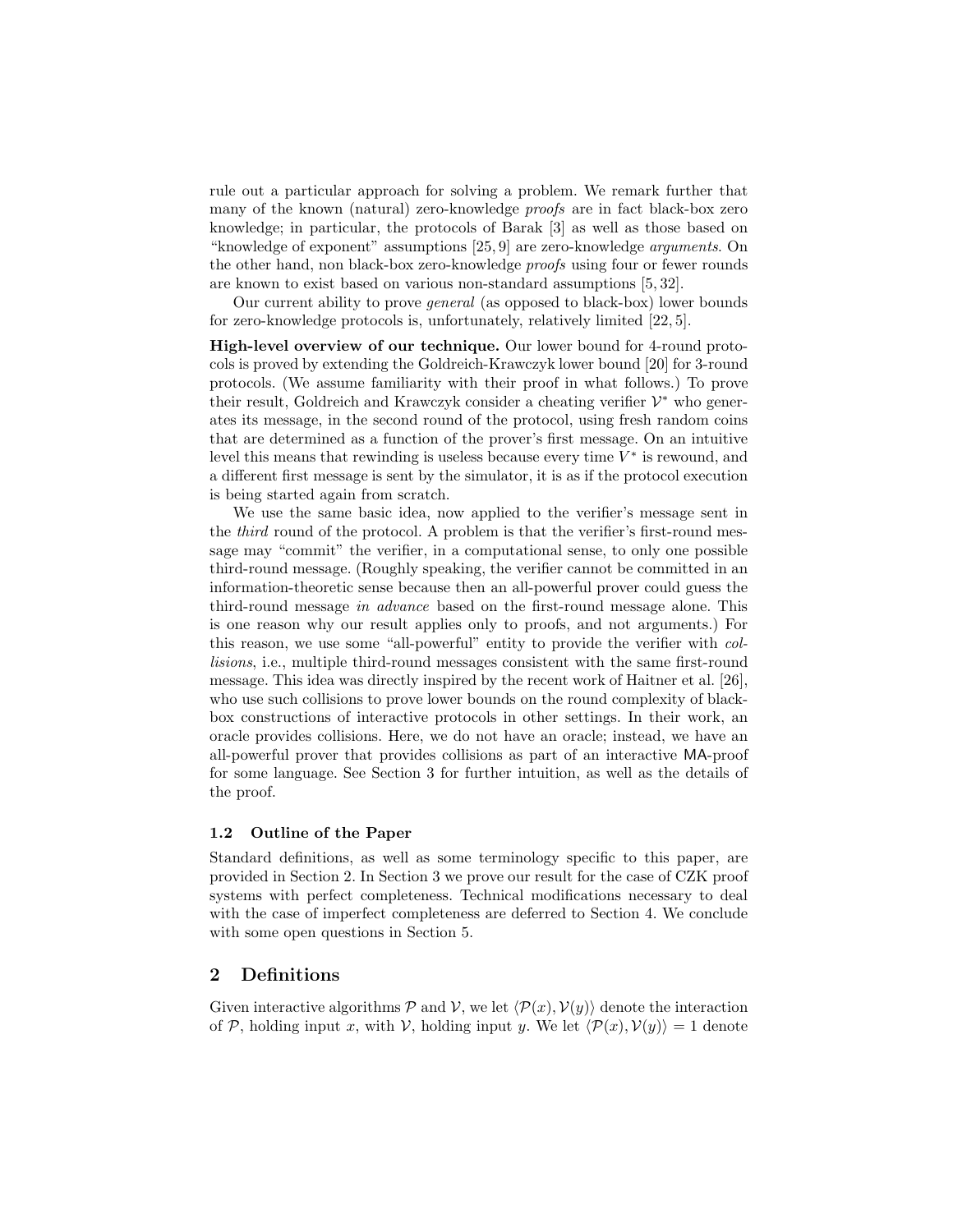rule out a particular approach for solving a problem. We remark further that many of the known (natural) zero-knowledge *proofs* are in fact black-box zero knowledge; in particular, the protocols of Barak [3] as well as those based on "knowledge of exponent" assumptions [25, 9] are zero-knowledge *arguments*. On the other hand, non black-box zero-knowledge *proofs* using four or fewer rounds are known to exist based on various non-standard assumptions [5, 32].

Our current ability to prove *general* (as opposed to black-box) lower bounds for zero-knowledge protocols is, unfortunately, relatively limited [22, 5].

**High-level overview of our technique.** Our lower bound for 4-round protocols is proved by extending the Goldreich-Krawczyk lower bound [20] for 3-round protocols. (We assume familiarity with their proof in what follows.) To prove their result, Goldreich and Krawczyk consider a cheating verifier $\mathcal{V}^*$ who generates its message, in the second round of the protocol, using fresh random coins that are determined as a function of the prover's first message. On an intuitive level this means that rewinding is useless because every time $V^*$ is rewound, and a different first message is sent by the simulator, it is as if the protocol execution is being started again from scratch.

We use the same basic idea, now applied to the verifier's message sent in the *third* round of the protocol. A problem is that the verifier's first-round message may "commit" the verifier, in a computational sense, to only one possible third-round message. (Roughly speaking, the verifier cannot be committed in an information-theoretic sense because then an all-powerful prover could guess the third-round message *in advance* based on the first-round message alone. This is one reason why our result applies only to proofs, and not arguments.) For this reason, we use some "all-powerful" entity to provide the verifier with *collisions*, i.e., multiple third-round messages consistent with the same first-round message. This idea was directly inspired by the recent work of Haitner et al. [26], who use such collisions to prove lower bounds on the round complexity of black-box constructions of interactive protocols in other settings. In their work, an oracle provides collisions. Here, we do not have an oracle; instead, we have an all-powerful prover that provides collisions as part of an interactive $\mathsf{MA}$-proof for some language. See Section 3 for further intuition, as well as the details of the proof.

### 1.2 Outline of the Paper

Standard definitions, as well as some terminology specific to this paper, are provided in Section 2. In Section 3 we prove our result for the case of CZK proof systems with perfect completeness. Technical modifications necessary to deal with the case of imperfect completeness are deferred to Section 4. We conclude with some open questions in Section 5.

## 2 Definitions

Given interactive algorithms $\mathcal{P}$ and $\mathcal{V}$, we let $\langle \mathcal{P}(x), \mathcal{V}(y) \rangle$ denote the interaction of $\mathcal{P}$, holding input $x$, with $\mathcal{V}$, holding input $y$. We let $\langle \mathcal{P}(x), \mathcal{V}(y) \rangle = 1$ denote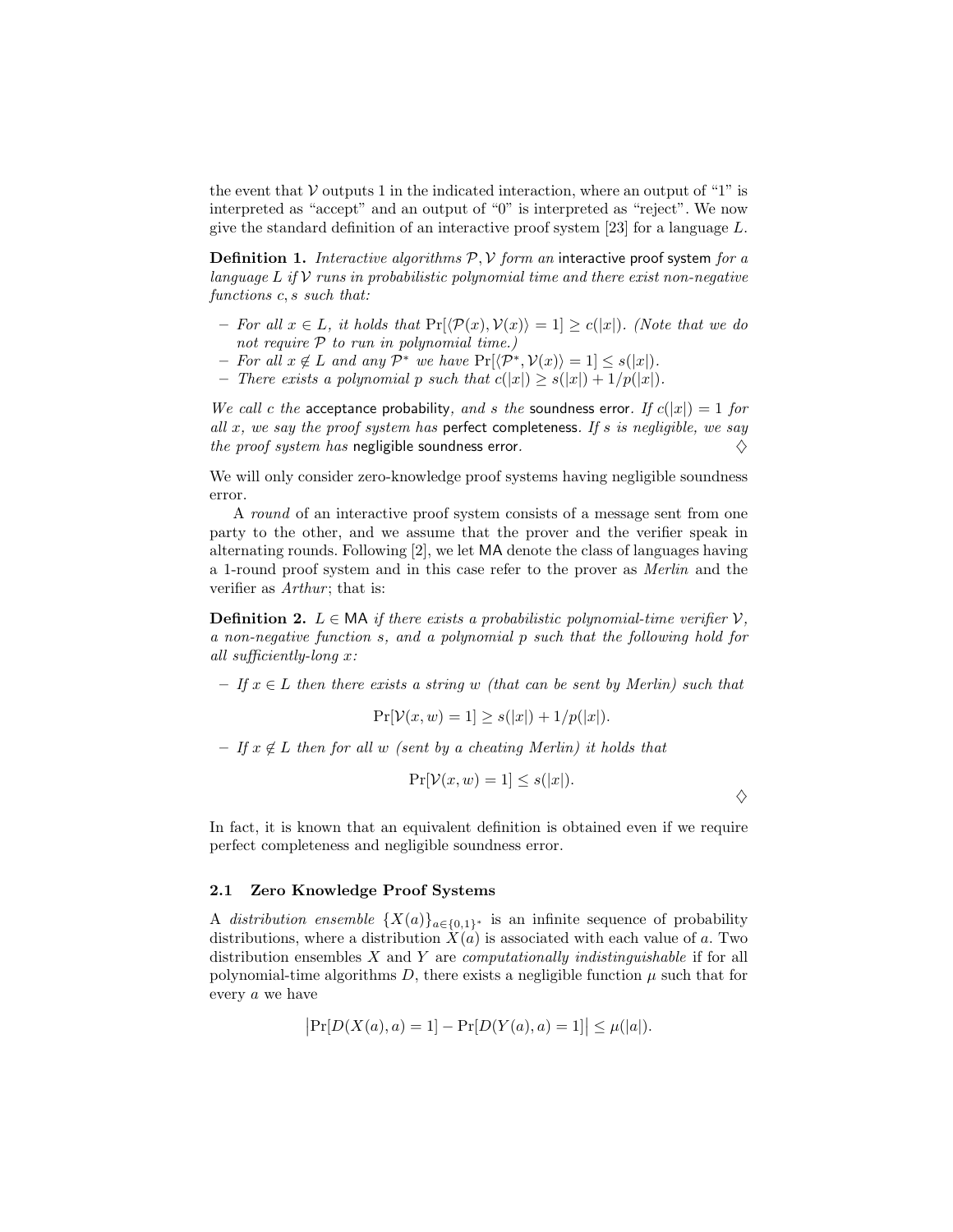the event that $\mathcal{V}$ outputs 1 in the indicated interaction, where an output of "1" is interpreted as "accept" and an output of "0" is interpreted as "reject". We now give the standard definition of an interactive proof system [23] for a language $L$.

**Definition 1.** *Interactive algorithms $\mathcal{P}, \mathcal{V}$ form an* interactive proof system *for a language $L$ if $\mathcal{V}$ runs in probabilistic polynomial time and there exist non-negative functions $c, s$ such that:*

- *For all $x \in L$, it holds that $\Pr[\langle \mathcal{P}(x), \mathcal{V}(x) \rangle = 1] \geq c(|x|)$. (Note that we do not require $\mathcal{P}$ to run in polynomial time.)*
- *For all $x \notin L$ and any $\mathcal{P}^*$ we have $\Pr[\langle \mathcal{P}^*, \mathcal{V}(x) \rangle = 1] \leq s(|x|)$.*
- *There exists a polynomial $p$ such that $c(|x|) \geq s(|x|) + 1/p(|x|)$.*

*We call $c$ the* acceptance probability*, and $s$ the* soundness error*. If $c(|x|) = 1$ for all $x$, we say the proof system has* perfect completeness*. If $s$ is negligible, we say the proof system has* negligible soundness error*.* ♢

We will only consider zero-knowledge proof systems having negligible soundness error.

A *round* of an interactive proof system consists of a message sent from one party to the other, and we assume that the prover and the verifier speak in alternating rounds. Following [2], we let MA denote the class of languages having a 1-round proof system and in this case refer to the prover as *Merlin* and the verifier as *Arthur*; that is:

**Definition 2.** *$L \in \mathsf{MA}$ if there exists a probabilistic polynomial-time verifier $\mathcal{V}$, a non-negative function $s$, and a polynomial $p$ such that the following hold for all sufficiently-long $x$:*

- *If $x \in L$ then there exists a string $w$ (that can be sent by Merlin) such that*

$$\Pr[\mathcal{V}(x, w) = 1] \geq s(|x|) + 1/p(|x|).$$

- *If $x \notin L$ then for all $w$ (sent by a cheating Merlin) it holds that*

$$\Pr[\mathcal{V}(x, w) = 1] \leq s(|x|).$$

♢

In fact, it is known that an equivalent definition is obtained even if we require perfect completeness and negligible soundness error.

### 2.1 Zero Knowledge Proof Systems

A *distribution ensemble* $\{X(a)\}_{a \in \{0,1\}^*}$ is an infinite sequence of probability distributions, where a distribution $X(a)$ is associated with each value of $a$. Two distribution ensembles $X$ and $Y$ are *computationally indistinguishable* if for all polynomial-time algorithms $D$, there exists a negligible function $\mu$ such that for every $a$ we have

$$\left|\Pr[D(X(a), a) = 1] - \Pr[D(Y(a), a) = 1]\right| \leq \mu(|a|).$$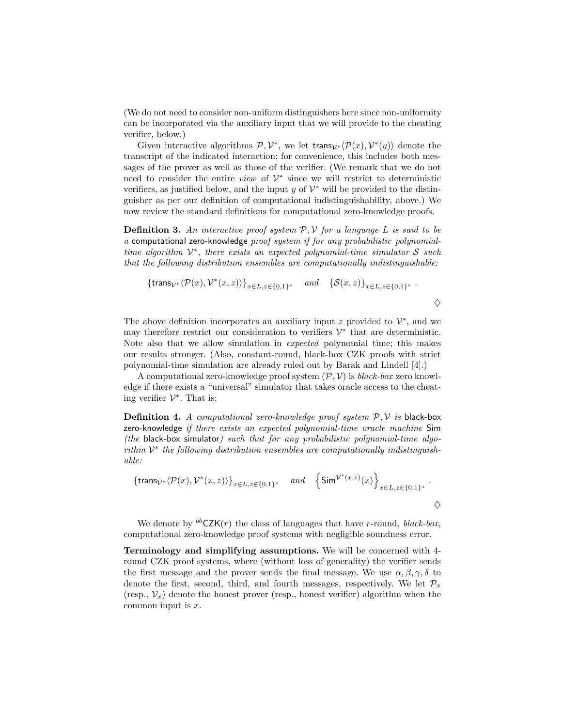(We do not need to consider non-uniform distinguishers here since non-uniformity can be incorporated via the auxiliary input that we will provide to the cheating verifier, below.)

Given interactive algorithms $\mathcal{P}, \mathcal{V}^*$, we let $\mathsf{trans}_{\mathcal{V}^*}\langle \mathcal{P}(x), \mathcal{V}^*(y)\rangle$ denote the transcript of the indicated interaction; for convenience, this includes both messages of the prover as well as those of the verifier. (We remark that we do not need to consider the entire *view* of $\mathcal{V}^*$ since we will restrict to deterministic verifiers, as justified below, and the input $y$ of $\mathcal{V}^*$ will be provided to the distinguisher as per our definition of computational indistinguishability, above.) We now review the standard definitions for computational zero-knowledge proofs.

**Definition 3.** *An interactive proof system $\mathcal{P}, \mathcal{V}$ for a language $L$ is said to be a* computational zero-knowledge *proof system if for any probabilistic polynomial-time algorithm $\mathcal{V}^*$, there exists an expected polynomial-time simulator $\mathcal{S}$ such that the following distribution ensembles are computationally indistinguishable:*

$$\left\{\mathsf{trans}_{\mathcal{V}^*}\langle \mathcal{P}(x), \mathcal{V}^*(x, z)\rangle\right\}_{x \in L, z \in \{0,1\}^*} \quad \text{and} \quad \left\{\mathcal{S}(x, z)\right\}_{x \in L, z \in \{0,1\}^*} .$$

$\diamondsuit$

The above definition incorporates an auxiliary input $z$ provided to $\mathcal{V}^*$, and we may therefore restrict our consideration to verifiers $\mathcal{V}^*$ that are deterministic. Note also that we allow simulation in *expected* polynomial time; this makes our results stronger. (Also, constant-round, black-box CZK proofs with strict polynomial-time simulation are already ruled out by Barak and Lindell [4].)

A computational zero-knowledge proof system $(\mathcal{P}, \mathcal{V})$ is *black-box* zero knowledge if there exists a "universal" simulator that takes oracle access to the cheating verifier $\mathcal{V}^*$. That is:

**Definition 4.** *A computational zero-knowledge proof system $\mathcal{P}, \mathcal{V}$ is* black-box zero-knowledge *if there exists an expected polynomial-time oracle machine* Sim *(the* black-box simulator*) such that for any probabilistic polynomial-time algorithm $\mathcal{V}^*$ the following distribution ensembles are computationally indistinguishable:*

$$\left\{\mathsf{trans}_{\mathcal{V}^*}\langle \mathcal{P}(x), \mathcal{V}^*(x, z)\rangle\right\}_{x \in L, z \in \{0,1\}^*} \quad \text{and} \quad \left\{\mathsf{Sim}^{\mathcal{V}^*(x,z)}(x)\right\}_{x \in L, z \in \{0,1\}^*} .$$

$\diamondsuit$

We denote by ${}^{bb}\mathsf{CZK}(r)$ the class of languages that have $r$-round, *black-box*, computational zero-knowledge proof systems with negligible soundness error.

**Terminology and simplifying assumptions.** We will be concerned with 4-round CZK proof systems, where (without loss of generality) the verifier sends the first message and the prover sends the final message. We use $\alpha, \beta, \gamma, \delta$ to denote the first, second, third, and fourth messages, respectively. We let $\mathcal{P}_x$ (resp., $\mathcal{V}_x$) denote the honest prover (resp., honest verifier) algorithm when the common input is $x$.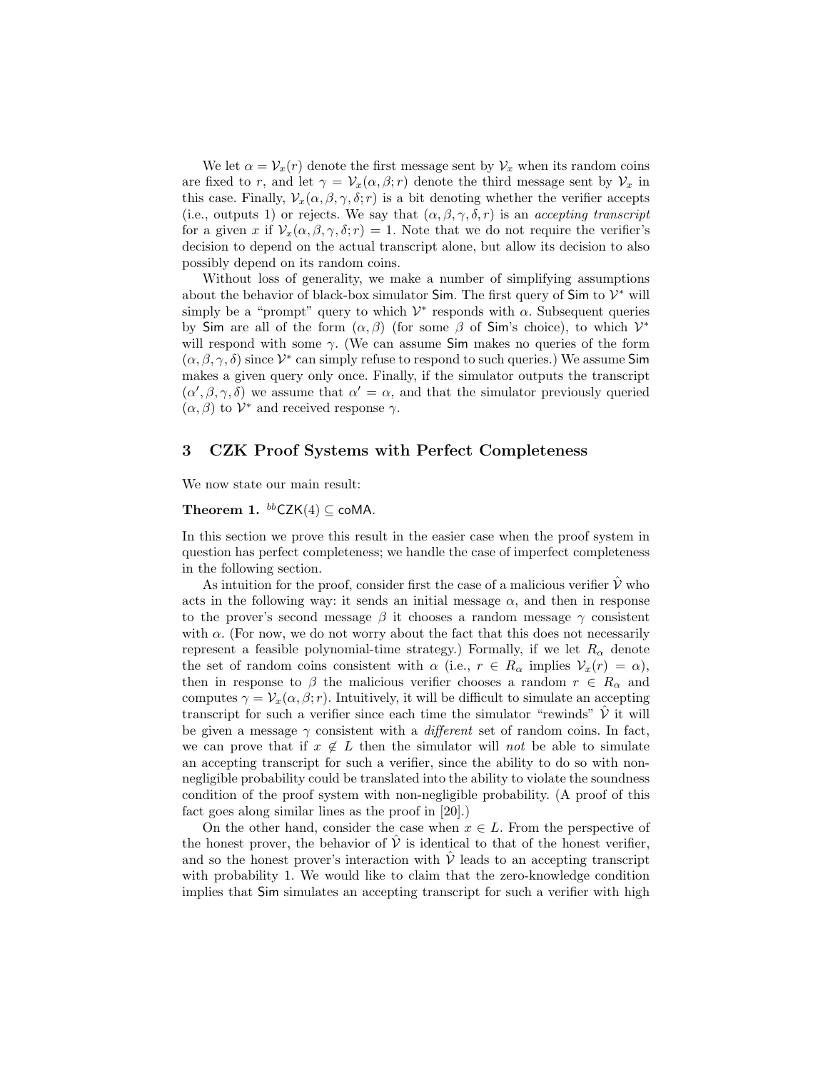We let $\alpha = \mathcal{V}_x(r)$ denote the first message sent by $\mathcal{V}_x$ when its random coins are fixed to $r$, and let $\gamma = \mathcal{V}_x(\alpha, \beta; r)$ denote the third message sent by $\mathcal{V}_x$ in this case. Finally, $\mathcal{V}_x(\alpha, \beta, \gamma, \delta; r)$ is a bit denoting whether the verifier accepts (i.e., outputs 1) or rejects. We say that $(\alpha, \beta, \gamma, \delta, r)$ is an *accepting transcript* for a given $x$ if $\mathcal{V}_x(\alpha, \beta, \gamma, \delta; r) = 1$. Note that we do not require the verifier's decision to depend on the actual transcript alone, but allow its decision to also possibly depend on its random coins.

Without loss of generality, we make a number of simplifying assumptions about the behavior of black-box simulator Sim. The first query of Sim to $\mathcal{V}^*$ will simply be a "prompt" query to which $\mathcal{V}^*$ responds with $\alpha$. Subsequent queries by Sim are all of the form $(\alpha, \beta)$ (for some $\beta$ of Sim's choice), to which $\mathcal{V}^*$ will respond with some $\gamma$. (We can assume Sim makes no queries of the form $(\alpha, \beta, \gamma, \delta)$ since $\mathcal{V}^*$ can simply refuse to respond to such queries.) We assume Sim makes a given query only once. Finally, if the simulator outputs the transcript $(\alpha', \beta, \gamma, \delta)$ we assume that $\alpha' = \alpha$, and that the simulator previously queried $(\alpha, \beta)$ to $\mathcal{V}^*$ and received response $\gamma$.

## 3 CZK Proof Systems with Perfect Completeness

We now state our main result:

**Theorem 1.** ${}^{bb}\mathsf{CZK}(4) \subseteq \mathsf{coMA}$.

In this section we prove this result in the easier case when the proof system in question has perfect completeness; we handle the case of imperfect completeness in the following section.

As intuition for the proof, consider first the case of a malicious verifier $\hat{\mathcal{V}}$ who acts in the following way: it sends an initial message $\alpha$, and then in response to the prover's second message $\beta$ it chooses a random message $\gamma$ consistent with $\alpha$. (For now, we do not worry about the fact that this does not necessarily represent a feasible polynomial-time strategy.) Formally, if we let $R_\alpha$ denote the set of random coins consistent with $\alpha$ (i.e., $r \in R_\alpha$ implies $\mathcal{V}_x(r) = \alpha$), then in response to $\beta$ the malicious verifier chooses a random $r \in R_\alpha$ and computes $\gamma = \mathcal{V}_x(\alpha, \beta; r)$. Intuitively, it will be difficult to simulate an accepting transcript for such a verifier since each time the simulator "rewinds" $\hat{\mathcal{V}}$ it will be given a message $\gamma$ consistent with a *different* set of random coins. In fact, we can prove that if $x \notin L$ then the simulator will *not* be able to simulate an accepting transcript for such a verifier, since the ability to do so with non-negligible probability could be translated into the ability to violate the soundness condition of the proof system with non-negligible probability. (A proof of this fact goes along similar lines as the proof in [20].)

On the other hand, consider the case when $x \in L$. From the perspective of the honest prover, the behavior of $\hat{\mathcal{V}}$ is identical to that of the honest verifier, and so the honest prover's interaction with $\hat{\mathcal{V}}$ leads to an accepting transcript with probability 1. We would like to claim that the zero-knowledge condition implies that Sim simulates an accepting transcript for such a verifier with high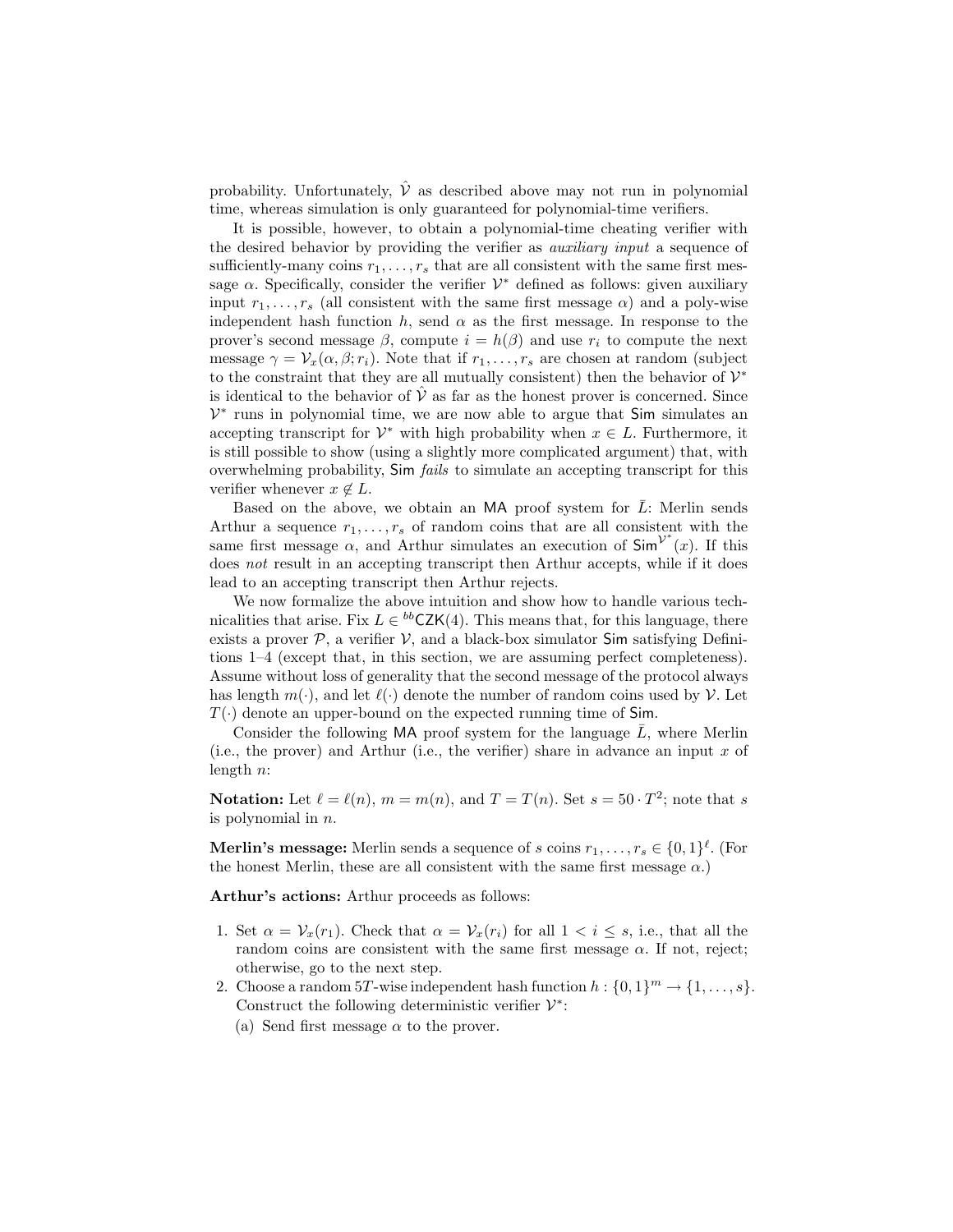probability. Unfortunately, $\hat{\mathcal{V}}$ as described above may not run in polynomial time, whereas simulation is only guaranteed for polynomial-time verifiers.

It is possible, however, to obtain a polynomial-time cheating verifier with the desired behavior by providing the verifier as *auxiliary input* a sequence of sufficiently-many coins $r_1, \ldots, r_s$ that are all consistent with the same first message $\alpha$. Specifically, consider the verifier $\mathcal{V}^*$ defined as follows: given auxiliary input $r_1, \ldots, r_s$ (all consistent with the same first message $\alpha$) and a poly-wise independent hash function $h$, send $\alpha$ as the first message. In response to the prover's second message $\beta$, compute $i = h(\beta)$ and use $r_i$ to compute the next message $\gamma = \mathcal{V}_x(\alpha, \beta; r_i)$. Note that if $r_1, \ldots, r_s$ are chosen at random (subject to the constraint that they are all mutually consistent) then the behavior of $\mathcal{V}^*$ is identical to the behavior of $\hat{\mathcal{V}}$ as far as the honest prover is concerned. Since $\mathcal{V}^*$ runs in polynomial time, we are now able to argue that $\mathsf{Sim}$ simulates an accepting transcript for $\mathcal{V}^*$ with high probability when $x \in L$. Furthermore, it is still possible to show (using a slightly more complicated argument) that, with overwhelming probability, $\mathsf{Sim}$ *fails* to simulate an accepting transcript for this verifier whenever $x \notin L$.

Based on the above, we obtain an $\mathsf{MA}$ proof system for $\bar{L}$: Merlin sends Arthur a sequence $r_1, \ldots, r_s$ of random coins that are all consistent with the same first message $\alpha$, and Arthur simulates an execution of $\mathsf{Sim}^{\mathcal{V}^*}(x)$. If this does *not* result in an accepting transcript then Arthur accepts, while if it does lead to an accepting transcript then Arthur rejects.

We now formalize the above intuition and show how to handle various technicalities that arise. Fix $L \in {}^{bb}\mathsf{CZK}(4)$. This means that, for this language, there exists a prover $\mathcal{P}$, a verifier $\mathcal{V}$, and a black-box simulator $\mathsf{Sim}$ satisfying Definitions 1–4 (except that, in this section, we are assuming perfect completeness). Assume without loss of generality that the second message of the protocol always has length $m(\cdot)$, and let $\ell(\cdot)$ denote the number of random coins used by $\mathcal{V}$. Let $T(\cdot)$ denote an upper-bound on the expected running time of $\mathsf{Sim}$.

Consider the following $\mathsf{MA}$ proof system for the language $\bar{L}$, where Merlin (i.e., the prover) and Arthur (i.e., the verifier) share in advance an input $x$ of length $n$:

**Notation:** Let $\ell = \ell(n)$, $m = m(n)$, and $T = T(n)$. Set $s = 50 \cdot T^2$; note that $s$ is polynomial in $n$.

**Merlin's message:** Merlin sends a sequence of $s$ coins $r_1, \ldots, r_s \in \{0,1\}^\ell$. (For the honest Merlin, these are all consistent with the same first message $\alpha$.)

**Arthur's actions:** Arthur proceeds as follows:

1. Set $\alpha = \mathcal{V}_x(r_1)$. Check that $\alpha = \mathcal{V}_x(r_i)$ for all $1 < i \leq s$, i.e., that all the random coins are consistent with the same first message $\alpha$. If not, reject; otherwise, go to the next step.
2. Choose a random $5T$-wise independent hash function $h : \{0,1\}^m \to \{1, \ldots, s\}$. Construct the following deterministic verifier $\mathcal{V}^*$:
   (a) Send first message $\alpha$ to the prover.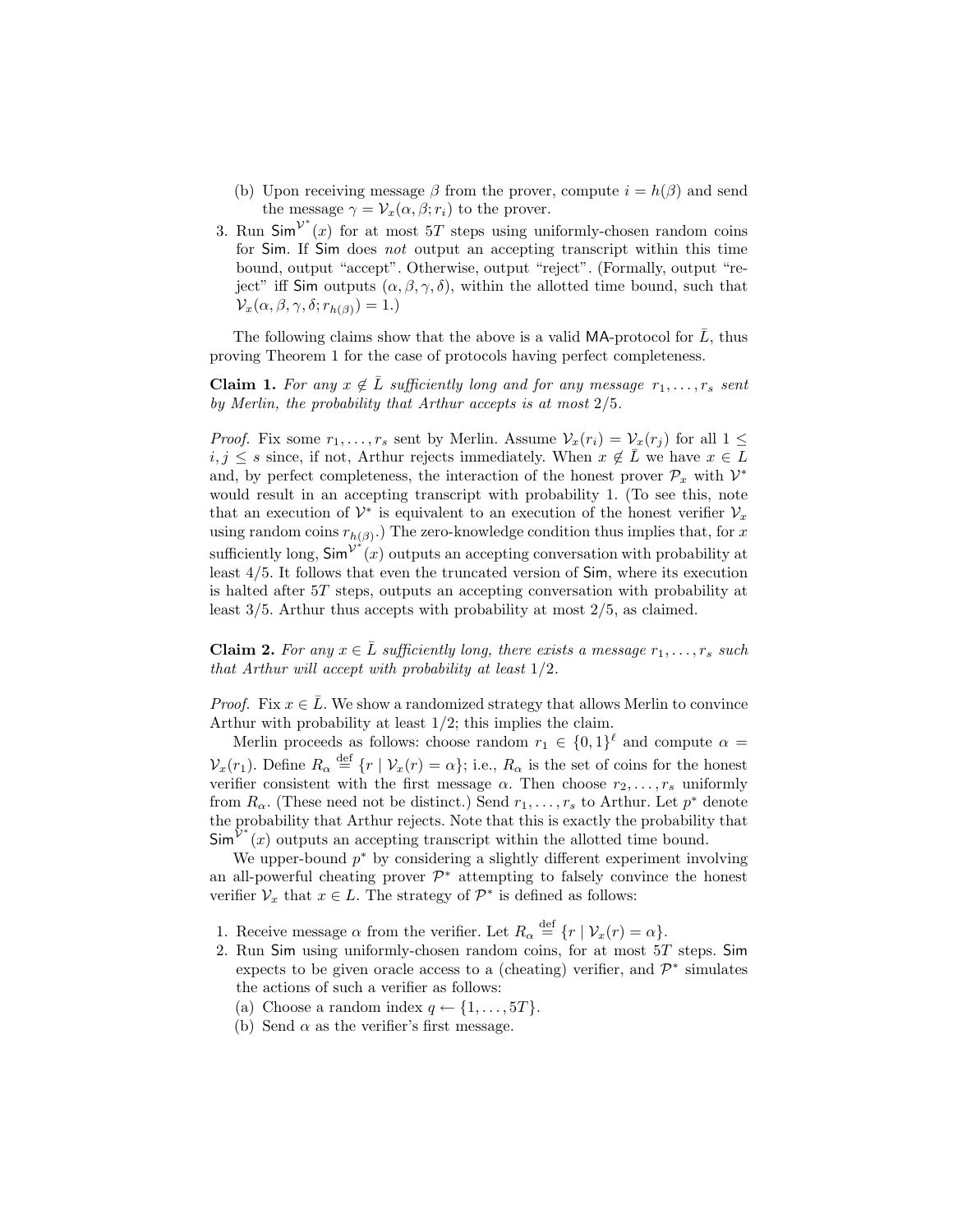(b) Upon receiving message $\beta$ from the prover, compute $i = h(\beta)$ and send the message $\gamma = \mathcal{V}_x(\alpha, \beta; r_i)$ to the prover.

3. Run $\mathsf{Sim}^{\mathcal{V}^*}(x)$ for at most $5T$ steps using uniformly-chosen random coins for $\mathsf{Sim}$. If $\mathsf{Sim}$ does *not* output an accepting transcript within this time bound, output "accept". Otherwise, output "reject". (Formally, output "reject" iff $\mathsf{Sim}$ outputs $(\alpha, \beta, \gamma, \delta)$, within the allotted time bound, such that $\mathcal{V}_x(\alpha, \beta, \gamma, \delta; r_{h(\beta)}) = 1$.)

The following claims show that the above is a valid $\mathsf{MA}$-protocol for $\bar{L}$, thus proving Theorem 1 for the case of protocols having perfect completeness.

**Claim 1.** *For any $x \notin \bar{L}$ sufficiently long and for any message $r_1, \ldots, r_s$ sent by Merlin, the probability that Arthur accepts is at most $2/5$.*

*Proof.* Fix some $r_1, \ldots, r_s$ sent by Merlin. Assume $\mathcal{V}_x(r_i) = \mathcal{V}_x(r_j)$ for all $1 \leq i, j \leq s$ since, if not, Arthur rejects immediately. When $x \notin \bar{L}$ we have $x \in L$ and, by perfect completeness, the interaction of the honest prover $\mathcal{P}_x$ with $\mathcal{V}^*$ would result in an accepting transcript with probability 1. (To see this, note that an execution of $\mathcal{V}^*$ is equivalent to an execution of the honest verifier $\mathcal{V}_x$ using random coins $r_{h(\beta)}$.) The zero-knowledge condition thus implies that, for $x$ sufficiently long, $\mathsf{Sim}^{\mathcal{V}^*}(x)$ outputs an accepting conversation with probability at least $4/5$. It follows that even the truncated version of $\mathsf{Sim}$, where its execution is halted after $5T$ steps, outputs an accepting conversation with probability at least $3/5$. Arthur thus accepts with probability at most $2/5$, as claimed.

**Claim 2.** *For any $x \in \bar{L}$ sufficiently long, there exists a message $r_1, \ldots, r_s$ such that Arthur will accept with probability at least $1/2$.*

*Proof.* Fix $x \in \bar{L}$. We show a randomized strategy that allows Merlin to convince Arthur with probability at least $1/2$; this implies the claim.

Merlin proceeds as follows: choose random $r_1 \in \{0,1\}^\ell$ and compute $\alpha = \mathcal{V}_x(r_1)$. Define $R_\alpha \stackrel{\text{def}}{=} \{r \mid \mathcal{V}_x(r) = \alpha\}$; i.e., $R_\alpha$ is the set of coins for the honest verifier consistent with the first message $\alpha$. Then choose $r_2, \ldots, r_s$ uniformly from $R_\alpha$. (These need not be distinct.) Send $r_1, \ldots, r_s$ to Arthur. Let $p^*$ denote the probability that Arthur rejects. Note that this is exactly the probability that $\mathsf{Sim}^{\mathcal{V}^*}(x)$ outputs an accepting transcript within the allotted time bound.

We upper-bound $p^*$ by considering a slightly different experiment involving an all-powerful cheating prover $\mathcal{P}^*$ attempting to falsely convince the honest verifier $\mathcal{V}_x$ that $x \in L$. The strategy of $\mathcal{P}^*$ is defined as follows:

1. Receive message $\alpha$ from the verifier. Let $R_\alpha \stackrel{\text{def}}{=} \{r \mid \mathcal{V}_x(r) = \alpha\}$.
2. Run $\mathsf{Sim}$ using uniformly-chosen random coins, for at most $5T$ steps. $\mathsf{Sim}$ expects to be given oracle access to a (cheating) verifier, and $\mathcal{P}^*$ simulates the actions of such a verifier as follows:
   (a) Choose a random index $q \leftarrow \{1, \ldots, 5T\}$.
   (b) Send $\alpha$ as the verifier's first message.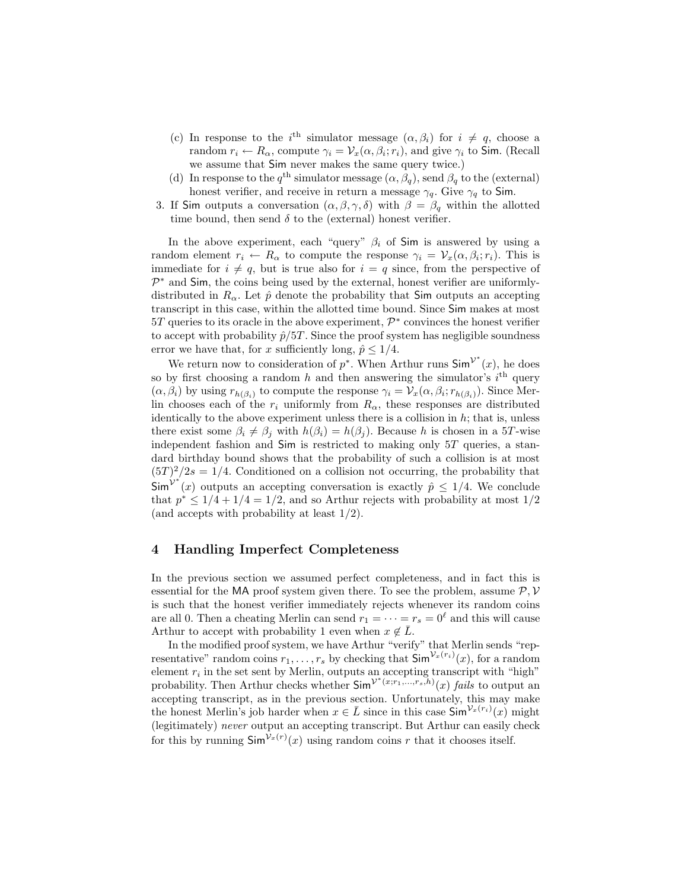(c) In response to the $i^{\text{th}}$ simulator message $(\alpha, \beta_i)$ for $i \neq q$, choose a random $r_i \leftarrow R_\alpha$, compute $\gamma_i = \mathcal{V}_x(\alpha, \beta_i; r_i)$, and give $\gamma_i$ to $\mathsf{Sim}$. (Recall we assume that $\mathsf{Sim}$ never makes the same query twice.)

(d) In response to the $q^{\text{th}}$ simulator message $(\alpha, \beta_q)$, send $\beta_q$ to the (external) honest verifier, and receive in return a message $\gamma_q$. Give $\gamma_q$ to $\mathsf{Sim}$.

3. If $\mathsf{Sim}$ outputs a conversation $(\alpha, \beta, \gamma, \delta)$ with $\beta = \beta_q$ within the allotted time bound, then send $\delta$ to the (external) honest verifier.

In the above experiment, each "query" $\beta_i$ of $\mathsf{Sim}$ is answered by using a random element $r_i \leftarrow R_\alpha$ to compute the response $\gamma_i = \mathcal{V}_x(\alpha, \beta_i; r_i)$. This is immediate for $i \neq q$, but is true also for $i = q$ since, from the perspective of $\mathcal{P}^*$ and $\mathsf{Sim}$, the coins being used by the external, honest verifier are uniformly-distributed in $R_\alpha$. Let $\hat{p}$ denote the probability that $\mathsf{Sim}$ outputs an accepting transcript in this case, within the allotted time bound. Since $\mathsf{Sim}$ makes at most $5T$ queries to its oracle in the above experiment, $\mathcal{P}^*$ convinces the honest verifier to accept with probability $\hat{p}/5T$. Since the proof system has negligible soundness error we have that, for $x$ sufficiently long, $\hat{p} \leq 1/4$.

We return now to consideration of $p^*$. When Arthur runs $\mathsf{Sim}^{\mathcal{V}^*}(x)$, he does so by first choosing a random $h$ and then answering the simulator's $i^{\text{th}}$ query $(\alpha, \beta_i)$ by using $r_{h(\beta_i)}$ to compute the response $\gamma_i = \mathcal{V}_x(\alpha, \beta_i; r_{h(\beta_i)})$. Since Merlin chooses each of the $r_i$ uniformly from $R_\alpha$, these responses are distributed identically to the above experiment unless there is a collision in $h$; that is, unless there exist some $\beta_i \neq \beta_j$ with $h(\beta_i) = h(\beta_j)$. Because $h$ is chosen in a $5T$-wise independent fashion and $\mathsf{Sim}$ is restricted to making only $5T$ queries, a standard birthday bound shows that the probability of such a collision is at most $(5T)^2/2s = 1/4$. Conditioned on a collision not occurring, the probability that $\mathsf{Sim}^{\mathcal{V}^*}(x)$ outputs an accepting conversation is exactly $\hat{p} \leq 1/4$. We conclude that $p^* \leq 1/4 + 1/4 = 1/2$, and so Arthur rejects with probability at most $1/2$ (and accepts with probability at least $1/2$).

## 4 Handling Imperfect Completeness

In the previous section we assumed perfect completeness, and in fact this is essential for the $\mathsf{MA}$ proof system given there. To see the problem, assume $\mathcal{P}, \mathcal{V}$ is such that the honest verifier immediately rejects whenever its random coins are all 0. Then a cheating Merlin can send $r_1 = \cdots = r_s = 0^\ell$ and this will cause Arthur to accept with probability 1 even when $x \notin \bar{L}$.

In the modified proof system, we have Arthur "verify" that Merlin sends "representative" random coins $r_1, \ldots, r_s$ by checking that $\mathsf{Sim}^{\mathcal{V}_x(r_i)}(x)$, for a random element $r_i$ in the set sent by Merlin, outputs an accepting transcript with "high" probability. Then Arthur checks whether $\mathsf{Sim}^{\mathcal{V}^*(x; r_1, \ldots, r_s, h)}(x)$ *fails* to output an accepting transcript, as in the previous section. Unfortunately, this may make the honest Merlin's job harder when $x \in \bar{L}$ since in this case $\mathsf{Sim}^{\mathcal{V}_x(r_i)}(x)$ might (legitimately) *never* output an accepting transcript. But Arthur can easily check for this by running $\mathsf{Sim}^{\mathcal{V}_x(r)}(x)$ using random coins $r$ that it chooses itself.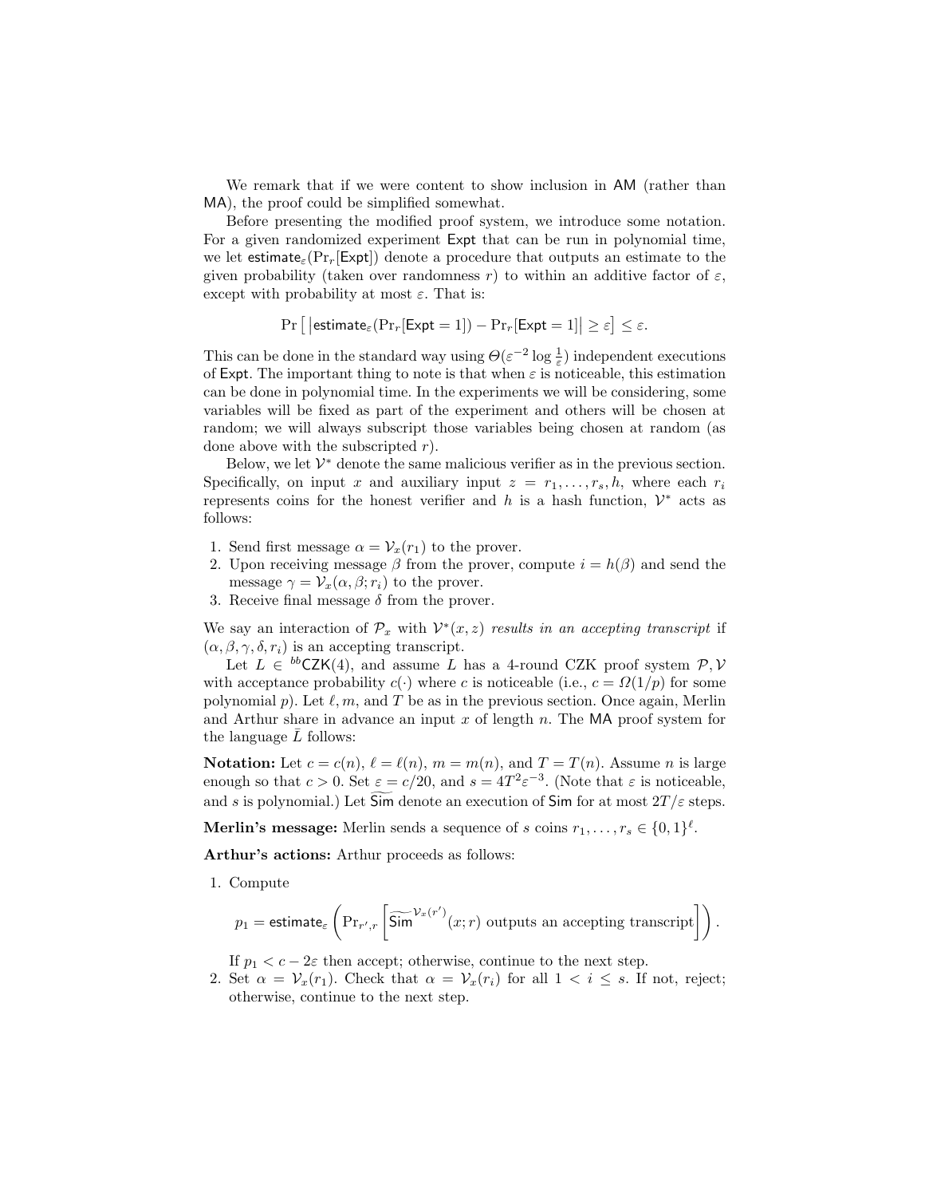We remark that if we were content to show inclusion in AM (rather than MA), the proof could be simplified somewhat.

Before presenting the modified proof system, we introduce some notation. For a given randomized experiment $\mathsf{Expt}$ that can be run in polynomial time, we let $\mathsf{estimate}_\varepsilon(\Pr_r[\mathsf{Expt}])$ denote a procedure that outputs an estimate to the given probability (taken over randomness $r$) to within an additive factor of $\varepsilon$, except with probability at most $\varepsilon$. That is:

$$\Pr\left[\, \left|\mathsf{estimate}_\varepsilon(\Pr_r[\mathsf{Expt}=1]) - \Pr_r[\mathsf{Expt}=1]\right| \geq \varepsilon \right] \leq \varepsilon.$$

This can be done in the standard way using $\Theta(\varepsilon^{-2}\log\frac{1}{\varepsilon})$ independent executions of $\mathsf{Expt}$. The important thing to note is that when $\varepsilon$ is noticeable, this estimation can be done in polynomial time. In the experiments we will be considering, some variables will be fixed as part of the experiment and others will be chosen at random; we will always subscript those variables being chosen at random (as done above with the subscripted $r$).

Below, we let $\mathcal{V}^*$ denote the same malicious verifier as in the previous section. Specifically, on input $x$ and auxiliary input $z = r_1, \ldots, r_s, h$, where each $r_i$ represents coins for the honest verifier and $h$ is a hash function, $\mathcal{V}^*$ acts as follows:

1. Send first message $\alpha = \mathcal{V}_x(r_1)$ to the prover.
2. Upon receiving message $\beta$ from the prover, compute $i = h(\beta)$ and send the message $\gamma = \mathcal{V}_x(\alpha, \beta; r_i)$ to the prover.
3. Receive final message $\delta$ from the prover.

We say an interaction of $\mathcal{P}_x$ with $\mathcal{V}^*(x, z)$ *results in an accepting transcript* if $(\alpha, \beta, \gamma, \delta, r_i)$ is an accepting transcript.

Let $L \in {}^{bb}\mathsf{CZK}(4)$, and assume $L$ has a 4-round CZK proof system $\mathcal{P}, \mathcal{V}$ with acceptance probability $c(\cdot)$ where $c$ is noticeable (i.e., $c = \Omega(1/p)$ for some polynomial $p$). Let $\ell, m,$ and $T$ be as in the previous section. Once again, Merlin and Arthur share in advance an input $x$ of length $n$. The MA proof system for the language $\bar{L}$ follows:

**Notation:** Let $c = c(n)$, $\ell = \ell(n)$, $m = m(n)$, and $T = T(n)$. Assume $n$ is large enough so that $c > 0$. Set $\varepsilon = c/20$, and $s = 4T^2\varepsilon^{-3}$. (Note that $\varepsilon$ is noticeable, and $s$ is polynomial.) Let $\widetilde{\mathsf{Sim}}$ denote an execution of $\mathsf{Sim}$ for at most $2T/\varepsilon$ steps.

**Merlin's message:** Merlin sends a sequence of $s$ coins $r_1, \ldots, r_s \in \{0,1\}^\ell$.

**Arthur's actions:** Arthur proceeds as follows:

1. Compute
$$p_1 = \mathsf{estimate}_\varepsilon\left(\Pr_{r',r}\left[\widetilde{\mathsf{Sim}}^{\mathcal{V}_x(r')}(x; r) \text{ outputs an accepting transcript}\right]\right).$$
If $p_1 < c - 2\varepsilon$ then accept; otherwise, continue to the next step.
2. Set $\alpha = \mathcal{V}_x(r_1)$. Check that $\alpha = \mathcal{V}_x(r_i)$ for all $1 < i \leq s$. If not, reject; otherwise, continue to the next step.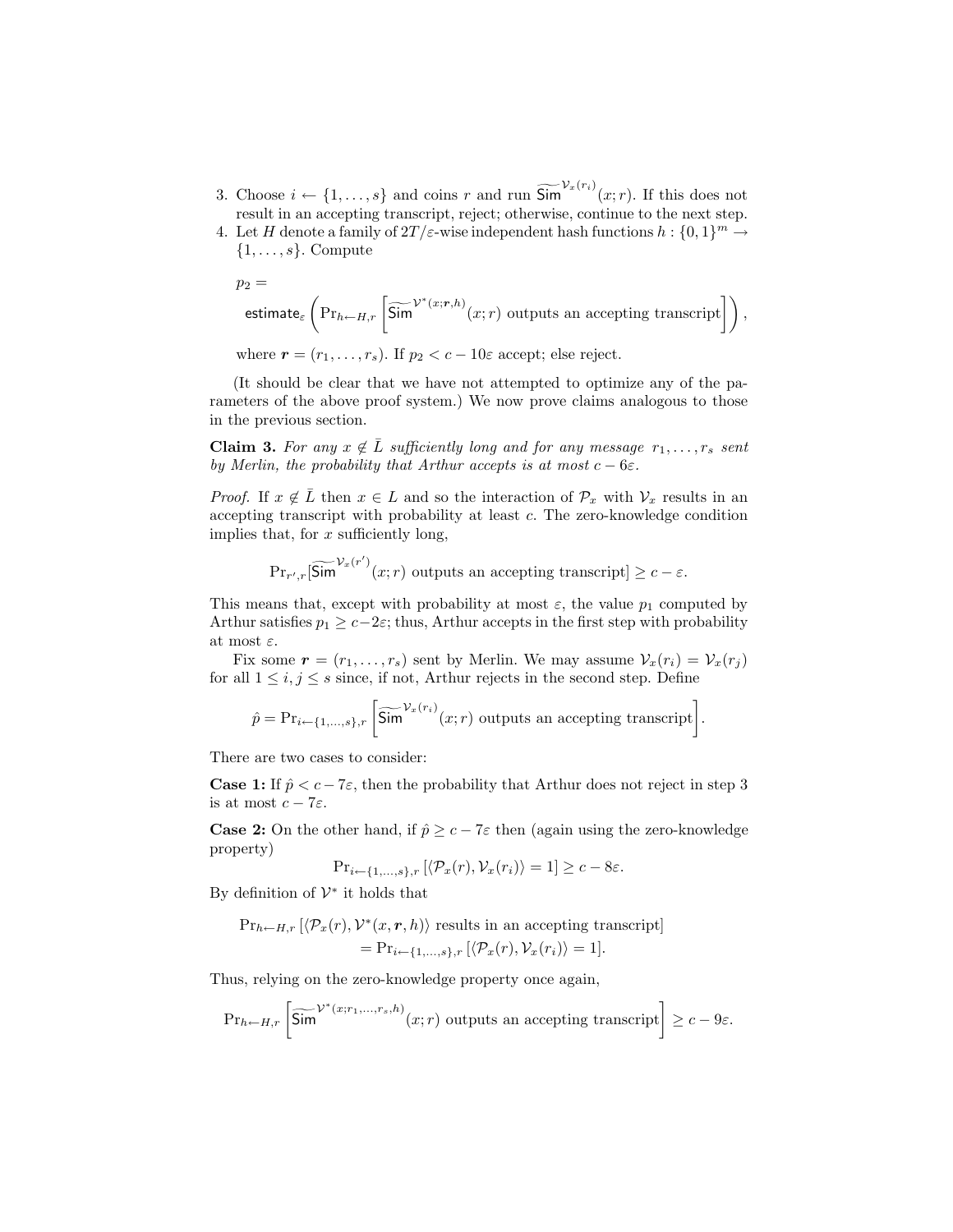3. Choose $i \leftarrow \{1, \ldots, s\}$ and coins $r$ and run $\widetilde{\mathsf{Sim}}^{\mathcal{V}_x(r_i)}(x; r)$. If this does not result in an accepting transcript, reject; otherwise, continue to the next step.
4. Let $H$ denote a family of $2T/\varepsilon$-wise independent hash functions $h : \{0,1\}^m \rightarrow \{1, \ldots, s\}$. Compute

   $$p_2 = \mathsf{estimate}_\varepsilon \left( \Pr_{h \leftarrow H, r} \left[ \widetilde{\mathsf{Sim}}^{\mathcal{V}^*(x; \boldsymbol{r}, h)}(x; r) \text{ outputs an accepting transcript} \right] \right),$$

   where $\boldsymbol{r} = (r_1, \ldots, r_s)$. If $p_2 < c - 10\varepsilon$ accept; else reject.

(It should be clear that we have not attempted to optimize any of the parameters of the above proof system.) We now prove claims analogous to those in the previous section.

**Claim 3.** *For any $x \notin \bar{L}$ sufficiently long and for any message $r_1, \ldots, r_s$ sent by Merlin, the probability that Arthur accepts is at most $c - 6\varepsilon$.*

*Proof.* If $x \notin \bar{L}$ then $x \in L$ and so the interaction of $\mathcal{P}_x$ with $\mathcal{V}_x$ results in an accepting transcript with probability at least $c$. The zero-knowledge condition implies that, for $x$ sufficiently long,

$$\Pr_{r', r}[\widetilde{\mathsf{Sim}}^{\mathcal{V}_x(r')}(x; r) \text{ outputs an accepting transcript}] \geq c - \varepsilon.$$

This means that, except with probability at most $\varepsilon$, the value $p_1$ computed by Arthur satisfies $p_1 \geq c - 2\varepsilon$; thus, Arthur accepts in the first step with probability at most $\varepsilon$.

Fix some $\boldsymbol{r} = (r_1, \ldots, r_s)$ sent by Merlin. We may assume $\mathcal{V}_x(r_i) = \mathcal{V}_x(r_j)$ for all $1 \leq i, j \leq s$ since, if not, Arthur rejects in the second step. Define

$$\hat{p} = \Pr_{i \leftarrow \{1, \ldots, s\}, r} \left[ \widetilde{\mathsf{Sim}}^{\mathcal{V}_x(r_i)}(x; r) \text{ outputs an accepting transcript} \right].$$

There are two cases to consider:

**Case 1:** If $\hat{p} < c - 7\varepsilon$, then the probability that Arthur does not reject in step 3 is at most $c - 7\varepsilon$.

**Case 2:** On the other hand, if $\hat{p} \geq c - 7\varepsilon$ then (again using the zero-knowledge property)

$$\Pr_{i \leftarrow \{1, \ldots, s\}, r} [\langle \mathcal{P}_x(r), \mathcal{V}_x(r_i) \rangle = 1] \geq c - 8\varepsilon.$$

By definition of $\mathcal{V}^*$ it holds that

$$\Pr_{h \leftarrow H, r} [\langle \mathcal{P}_x(r), \mathcal{V}^*(x, \boldsymbol{r}, h) \rangle \text{ results in an accepting transcript}] = \Pr_{i \leftarrow \{1, \ldots, s\}, r} [\langle \mathcal{P}_x(r), \mathcal{V}_x(r_i) \rangle = 1].$$

Thus, relying on the zero-knowledge property once again,

$$\Pr_{h \leftarrow H, r} \left[ \widetilde{\mathsf{Sim}}^{\mathcal{V}^*(x; r_1, \ldots, r_s, h)}(x; r) \text{ outputs an accepting transcript} \right] \geq c - 9\varepsilon.$$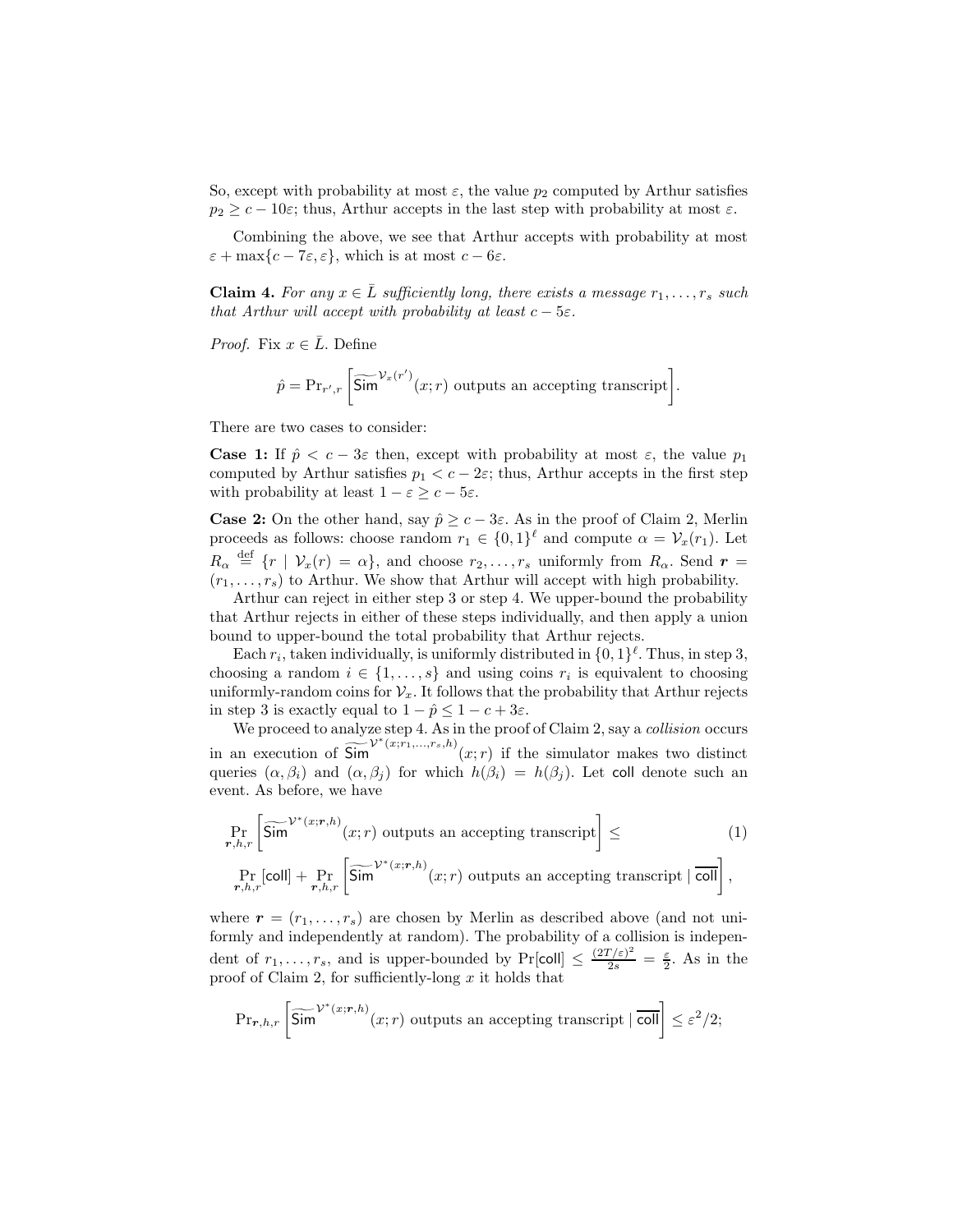So, except with probability at most $\varepsilon$, the value $p_2$ computed by Arthur satisfies $p_2 \geq c - 10\varepsilon$; thus, Arthur accepts in the last step with probability at most $\varepsilon$.

Combining the above, we see that Arthur accepts with probability at most $\varepsilon + \max\{c - 7\varepsilon, \varepsilon\}$, which is at most $c - 6\varepsilon$.

**Claim 4.** *For any $x \in \bar{L}$ sufficiently long, there exists a message $r_1, \ldots, r_s$ such that Arthur will accept with probability at least $c - 5\varepsilon$.*

*Proof.* Fix $x \in \bar{L}$. Define

$$\hat{p} = \Pr_{r',r}\left[\widetilde{\mathsf{Sim}}^{\mathcal{V}_x(r')}(x;r) \text{ outputs an accepting transcript}\right].$$

There are two cases to consider:

**Case 1:** If $\hat{p} < c - 3\varepsilon$ then, except with probability at most $\varepsilon$, the value $p_1$ computed by Arthur satisfies $p_1 < c - 2\varepsilon$; thus, Arthur accepts in the first step with probability at least $1 - \varepsilon \geq c - 5\varepsilon$.

**Case 2:** On the other hand, say $\hat{p} \geq c - 3\varepsilon$. As in the proof of Claim 2, Merlin proceeds as follows: choose random $r_1 \in \{0,1\}^\ell$ and compute $\alpha = \mathcal{V}_x(r_1)$. Let $R_\alpha \stackrel{\text{def}}{=} \{r \mid \mathcal{V}_x(r) = \alpha\}$, and choose $r_2, \ldots, r_s$ uniformly from $R_\alpha$. Send $\boldsymbol{r} = (r_1, \ldots, r_s)$ to Arthur. We show that Arthur will accept with high probability.

Arthur can reject in either step 3 or step 4. We upper-bound the probability that Arthur rejects in either of these steps individually, and then apply a union bound to upper-bound the total probability that Arthur rejects.

Each $r_i$, taken individually, is uniformly distributed in $\{0,1\}^\ell$. Thus, in step 3, choosing a random $i \in \{1, \ldots, s\}$ and using coins $r_i$ is equivalent to choosing uniformly-random coins for $\mathcal{V}_x$. It follows that the probability that Arthur rejects in step 3 is exactly equal to $1 - \hat{p} \leq 1 - c + 3\varepsilon$.

We proceed to analyze step 4. As in the proof of Claim 2, say a *collision* occurs in an execution of $\widetilde{\mathsf{Sim}}^{\mathcal{V}^*(x;r_1,\ldots,r_s,h)}(x;r)$ if the simulator makes two distinct queries $(\alpha, \beta_i)$ and $(\alpha, \beta_j)$ for which $h(\beta_i) = h(\beta_j)$. Let $\mathsf{coll}$ denote such an event. As before, we have

$$\Pr_{\boldsymbol{r},h,r}\left[\widetilde{\mathsf{Sim}}^{\mathcal{V}^*(x;\boldsymbol{r},h)}(x;r) \text{ outputs an accepting transcript}\right] \leq \tag{1}$$
$$\Pr_{\boldsymbol{r},h,r}[\mathsf{coll}] + \Pr_{\boldsymbol{r},h,r}\left[\widetilde{\mathsf{Sim}}^{\mathcal{V}^*(x;\boldsymbol{r},h)}(x;r) \text{ outputs an accepting transcript} \mid \overline{\mathsf{coll}}\right],$$

where $\boldsymbol{r} = (r_1, \ldots, r_s)$ are chosen by Merlin as described above (and not uniformly and independently at random). The probability of a collision is independent of $r_1, \ldots, r_s$, and is upper-bounded by $\Pr[\mathsf{coll}] \leq \frac{(2T/\varepsilon)^2}{2s} = \frac{\varepsilon}{2}$. As in the proof of Claim 2, for sufficiently-long $x$ it holds that

$$\Pr_{\boldsymbol{r},h,r}\left[\widetilde{\mathsf{Sim}}^{\mathcal{V}^*(x;\boldsymbol{r},h)}(x;r) \text{ outputs an accepting transcript} \mid \overline{\mathsf{coll}}\right] \leq \varepsilon^2/2;$$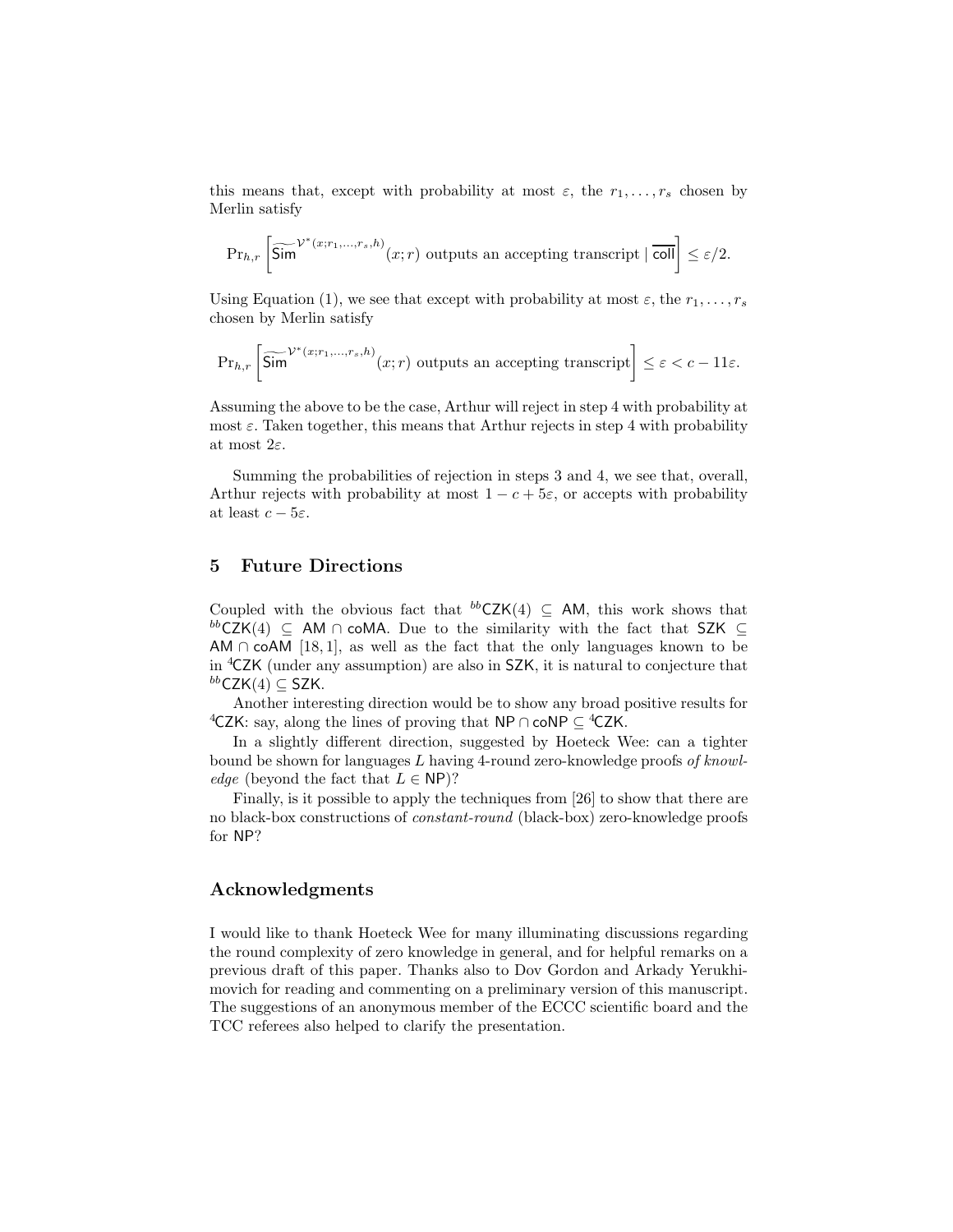this means that, except with probability at most $\varepsilon$, the $r_1, \ldots, r_s$ chosen by Merlin satisfy

$$\Pr_{h,r}\left[\widetilde{\mathsf{Sim}}^{\mathcal{V}^*(x;r_1,\ldots,r_s,h)}(x;r) \text{ outputs an accepting transcript} \mid \overline{\mathsf{coll}}\right] \leq \varepsilon/2.$$

Using Equation (1), we see that except with probability at most $\varepsilon$, the $r_1, \ldots, r_s$ chosen by Merlin satisfy

$$\Pr_{h,r}\left[\widetilde{\mathsf{Sim}}^{\mathcal{V}^*(x;r_1,\ldots,r_s,h)}(x;r) \text{ outputs an accepting transcript}\right] \leq \varepsilon < c - 11\varepsilon.$$

Assuming the above to be the case, Arthur will reject in step 4 with probability at most $\varepsilon$. Taken together, this means that Arthur rejects in step 4 with probability at most $2\varepsilon$.

Summing the probabilities of rejection in steps 3 and 4, we see that, overall, Arthur rejects with probability at most $1 - c + 5\varepsilon$, or accepts with probability at least $c - 5\varepsilon$.

## 5 Future Directions

Coupled with the obvious fact that ${}^{bb}\mathsf{CZK}(4) \subseteq \mathsf{AM}$, this work shows that ${}^{bb}\mathsf{CZK}(4) \subseteq \mathsf{AM} \cap \mathsf{coMA}$. Due to the similarity with the fact that $\mathsf{SZK} \subseteq \mathsf{AM} \cap \mathsf{coAM}$ [18, 1], as well as the fact that the only languages known to be in ${}^{4}\mathsf{CZK}$ (under any assumption) are also in $\mathsf{SZK}$, it is natural to conjecture that ${}^{bb}\mathsf{CZK}(4) \subseteq \mathsf{SZK}$.

Another interesting direction would be to show any broad positive results for ${}^{4}\mathsf{CZK}$: say, along the lines of proving that $\mathsf{NP} \cap \mathsf{coNP} \subseteq {}^{4}\mathsf{CZK}$.

In a slightly different direction, suggested by Hoeteck Wee: can a tighter bound be shown for languages $L$ having 4-round zero-knowledge proofs *of knowledge* (beyond the fact that $L \in \mathsf{NP}$)?

Finally, is it possible to apply the techniques from [26] to show that there are no black-box constructions of *constant-round* (black-box) zero-knowledge proofs for $\mathsf{NP}$?

## Acknowledgments

I would like to thank Hoeteck Wee for many illuminating discussions regarding the round complexity of zero knowledge in general, and for helpful remarks on a previous draft of this paper. Thanks also to Dov Gordon and Arkady Yerukhimovich for reading and commenting on a preliminary version of this manuscript. The suggestions of an anonymous member of the ECCC scientific board and the TCC referees also helped to clarify the presentation.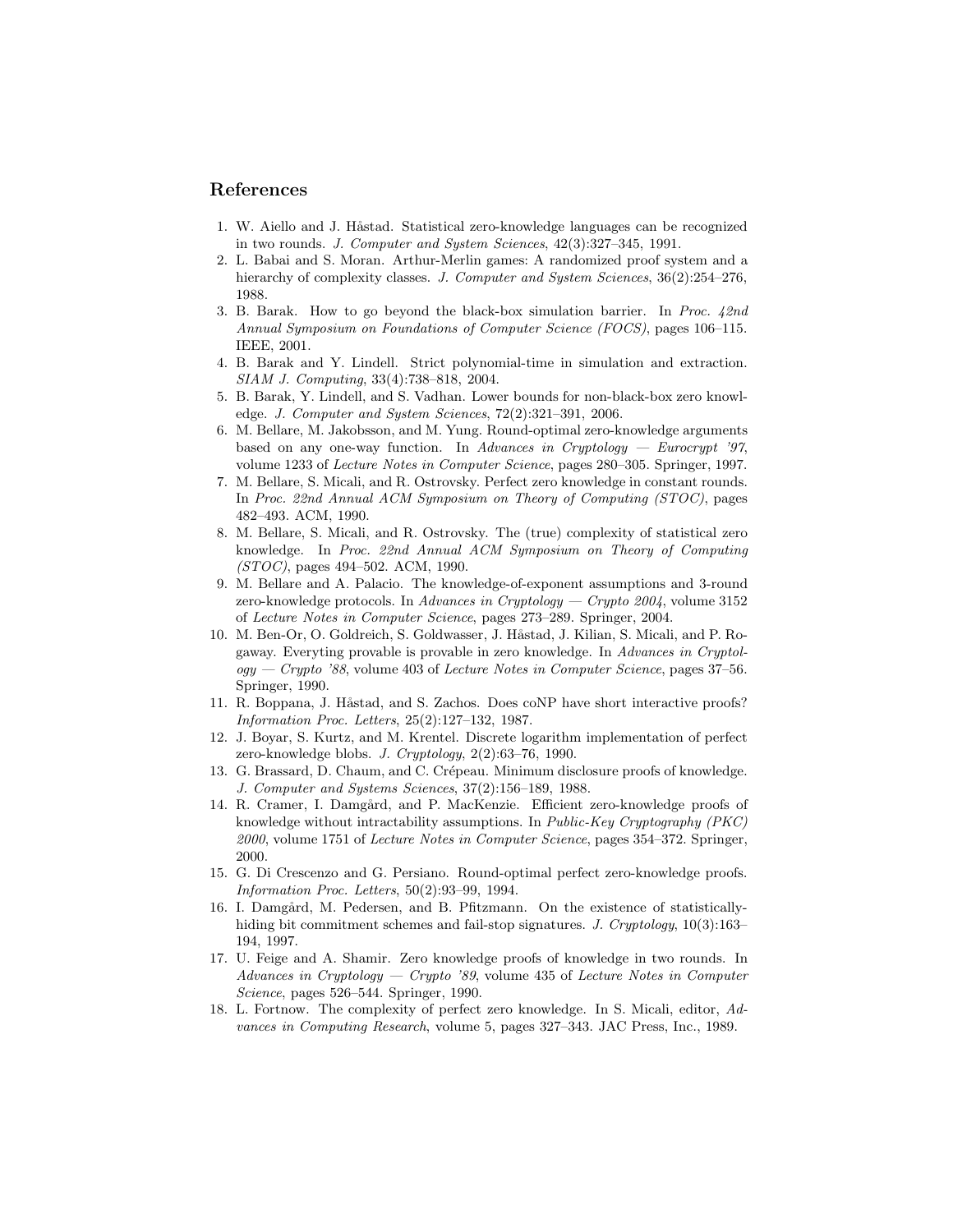## References

1. W. Aiello and J. Håstad. Statistical zero-knowledge languages can be recognized in two rounds. *J. Computer and System Sciences*, 42(3):327–345, 1991.
2. L. Babai and S. Moran. Arthur-Merlin games: A randomized proof system and a hierarchy of complexity classes. *J. Computer and System Sciences*, 36(2):254–276, 1988.
3. B. Barak. How to go beyond the black-box simulation barrier. In *Proc. 42nd Annual Symposium on Foundations of Computer Science (FOCS)*, pages 106–115. IEEE, 2001.
4. B. Barak and Y. Lindell. Strict polynomial-time in simulation and extraction. *SIAM J. Computing*, 33(4):738–818, 2004.
5. B. Barak, Y. Lindell, and S. Vadhan. Lower bounds for non-black-box zero knowledge. *J. Computer and System Sciences*, 72(2):321–391, 2006.
6. M. Bellare, M. Jakobsson, and M. Yung. Round-optimal zero-knowledge arguments based on any one-way function. In *Advances in Cryptology — Eurocrypt '97*, volume 1233 of *Lecture Notes in Computer Science*, pages 280–305. Springer, 1997.
7. M. Bellare, S. Micali, and R. Ostrovsky. Perfect zero knowledge in constant rounds. In *Proc. 22nd Annual ACM Symposium on Theory of Computing (STOC)*, pages 482–493. ACM, 1990.
8. M. Bellare, S. Micali, and R. Ostrovsky. The (true) complexity of statistical zero knowledge. In *Proc. 22nd Annual ACM Symposium on Theory of Computing (STOC)*, pages 494–502. ACM, 1990.
9. M. Bellare and A. Palacio. The knowledge-of-exponent assumptions and 3-round zero-knowledge protocols. In *Advances in Cryptology — Crypto 2004*, volume 3152 of *Lecture Notes in Computer Science*, pages 273–289. Springer, 2004.
10. M. Ben-Or, O. Goldreich, S. Goldwasser, J. Håstad, J. Kilian, S. Micali, and P. Rogaway. Everyting provable is provable in zero knowledge. In *Advances in Cryptology — Crypto '88*, volume 403 of *Lecture Notes in Computer Science*, pages 37–56. Springer, 1990.
11. R. Boppana, J. Håstad, and S. Zachos. Does coNP have short interactive proofs? *Information Proc. Letters*, 25(2):127–132, 1987.
12. J. Boyar, S. Kurtz, and M. Krentel. Discrete logarithm implementation of perfect zero-knowledge blobs. *J. Cryptology*, 2(2):63–76, 1990.
13. G. Brassard, D. Chaum, and C. Crépeau. Minimum disclosure proofs of knowledge. *J. Computer and Systems Sciences*, 37(2):156–189, 1988.
14. R. Cramer, I. Damgård, and P. MacKenzie. Efficient zero-knowledge proofs of knowledge without intractability assumptions. In *Public-Key Cryptography (PKC) 2000*, volume 1751 of *Lecture Notes in Computer Science*, pages 354–372. Springer, 2000.
15. G. Di Crescenzo and G. Persiano. Round-optimal perfect zero-knowledge proofs. *Information Proc. Letters*, 50(2):93–99, 1994.
16. I. Damgård, M. Pedersen, and B. Pfitzmann. On the existence of statistically-hiding bit commitment schemes and fail-stop signatures. *J. Cryptology*, 10(3):163–194, 1997.
17. U. Feige and A. Shamir. Zero knowledge proofs of knowledge in two rounds. In *Advances in Cryptology — Crypto '89*, volume 435 of *Lecture Notes in Computer Science*, pages 526–544. Springer, 1990.
18. L. Fortnow. The complexity of perfect zero knowledge. In S. Micali, editor, *Advances in Computing Research*, volume 5, pages 327–343. JAC Press, Inc., 1989.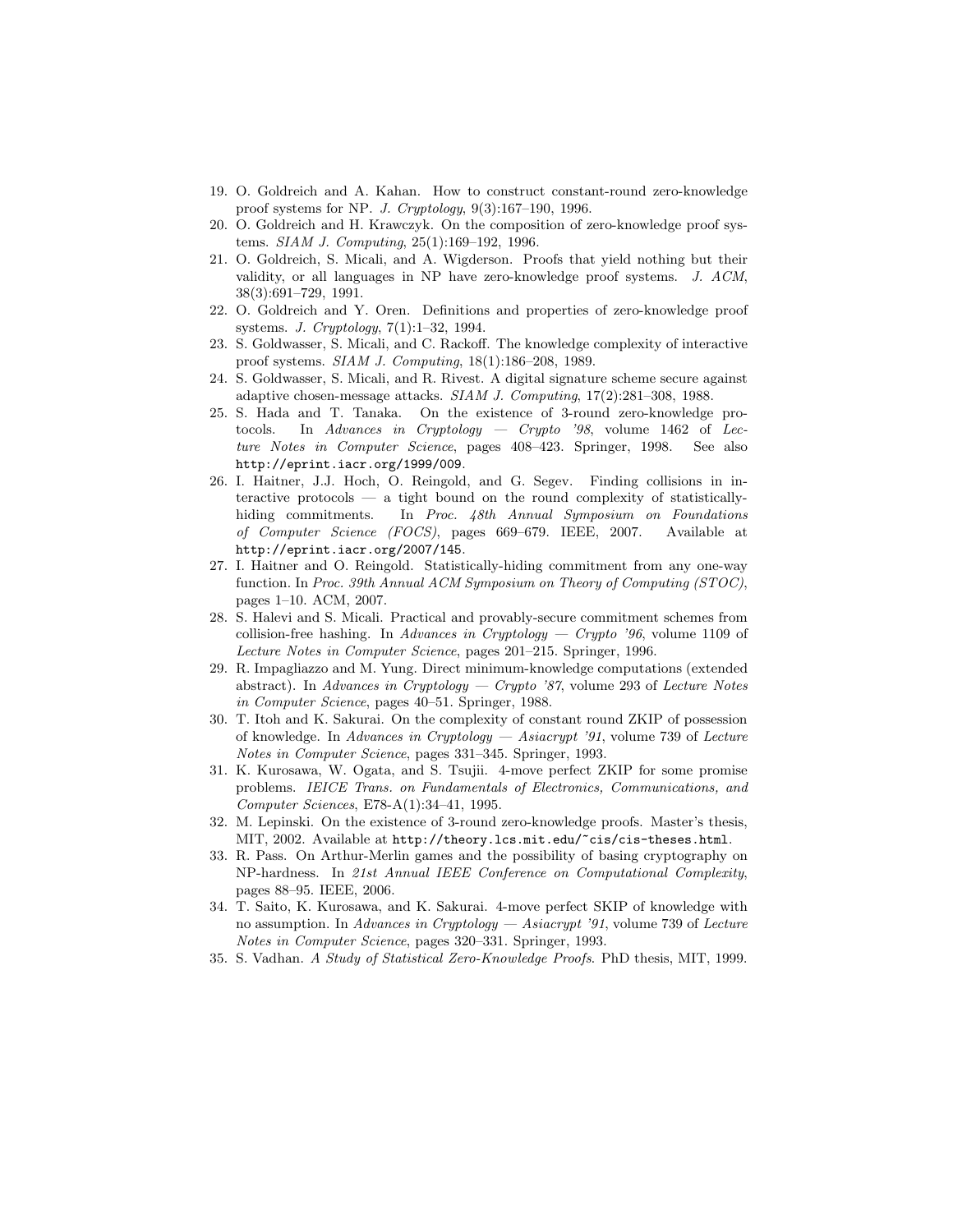19. O. Goldreich and A. Kahan. How to construct constant-round zero-knowledge proof systems for NP. *J. Cryptology*, 9(3):167–190, 1996.
20. O. Goldreich and H. Krawczyk. On the composition of zero-knowledge proof systems. *SIAM J. Computing*, 25(1):169–192, 1996.
21. O. Goldreich, S. Micali, and A. Wigderson. Proofs that yield nothing but their validity, or all languages in NP have zero-knowledge proof systems. *J. ACM*, 38(3):691–729, 1991.
22. O. Goldreich and Y. Oren. Definitions and properties of zero-knowledge proof systems. *J. Cryptology*, 7(1):1–32, 1994.
23. S. Goldwasser, S. Micali, and C. Rackoff. The knowledge complexity of interactive proof systems. *SIAM J. Computing*, 18(1):186–208, 1989.
24. S. Goldwasser, S. Micali, and R. Rivest. A digital signature scheme secure against adaptive chosen-message attacks. *SIAM J. Computing*, 17(2):281–308, 1988.
25. S. Hada and T. Tanaka. On the existence of 3-round zero-knowledge protocols. In *Advances in Cryptology — Crypto '98*, volume 1462 of *Lecture Notes in Computer Science*, pages 408–423. Springer, 1998. See also `http://eprint.iacr.org/1999/009`.
26. I. Haitner, J.J. Hoch, O. Reingold, and G. Segev. Finding collisions in interactive protocols — a tight bound on the round complexity of statistically-hiding commitments. In *Proc. 48th Annual Symposium on Foundations of Computer Science (FOCS)*, pages 669–679. IEEE, 2007. Available at `http://eprint.iacr.org/2007/145`.
27. I. Haitner and O. Reingold. Statistically-hiding commitment from any one-way function. In *Proc. 39th Annual ACM Symposium on Theory of Computing (STOC)*, pages 1–10. ACM, 2007.
28. S. Halevi and S. Micali. Practical and provably-secure commitment schemes from collision-free hashing. In *Advances in Cryptology — Crypto '96*, volume 1109 of *Lecture Notes in Computer Science*, pages 201–215. Springer, 1996.
29. R. Impagliazzo and M. Yung. Direct minimum-knowledge computations (extended abstract). In *Advances in Cryptology — Crypto '87*, volume 293 of *Lecture Notes in Computer Science*, pages 40–51. Springer, 1988.
30. T. Itoh and K. Sakurai. On the complexity of constant round ZKIP of possession of knowledge. In *Advances in Cryptology — Asiacrypt '91*, volume 739 of *Lecture Notes in Computer Science*, pages 331–345. Springer, 1993.
31. K. Kurosawa, W. Ogata, and S. Tsujii. 4-move perfect ZKIP for some promise problems. *IEICE Trans. on Fundamentals of Electronics, Communications, and Computer Sciences*, E78-A(1):34–41, 1995.
32. M. Lepinski. On the existence of 3-round zero-knowledge proofs. Master's thesis, MIT, 2002. Available at `http://theory.lcs.mit.edu/~cis/cis-theses.html`.
33. R. Pass. On Arthur-Merlin games and the possibility of basing cryptography on NP-hardness. In *21st Annual IEEE Conference on Computational Complexity*, pages 88–95. IEEE, 2006.
34. T. Saito, K. Kurosawa, and K. Sakurai. 4-move perfect SKIP of knowledge with no assumption. In *Advances in Cryptology — Asiacrypt '91*, volume 739 of *Lecture Notes in Computer Science*, pages 320–331. Springer, 1993.
35. S. Vadhan. *A Study of Statistical Zero-Knowledge Proofs*. PhD thesis, MIT, 1999.